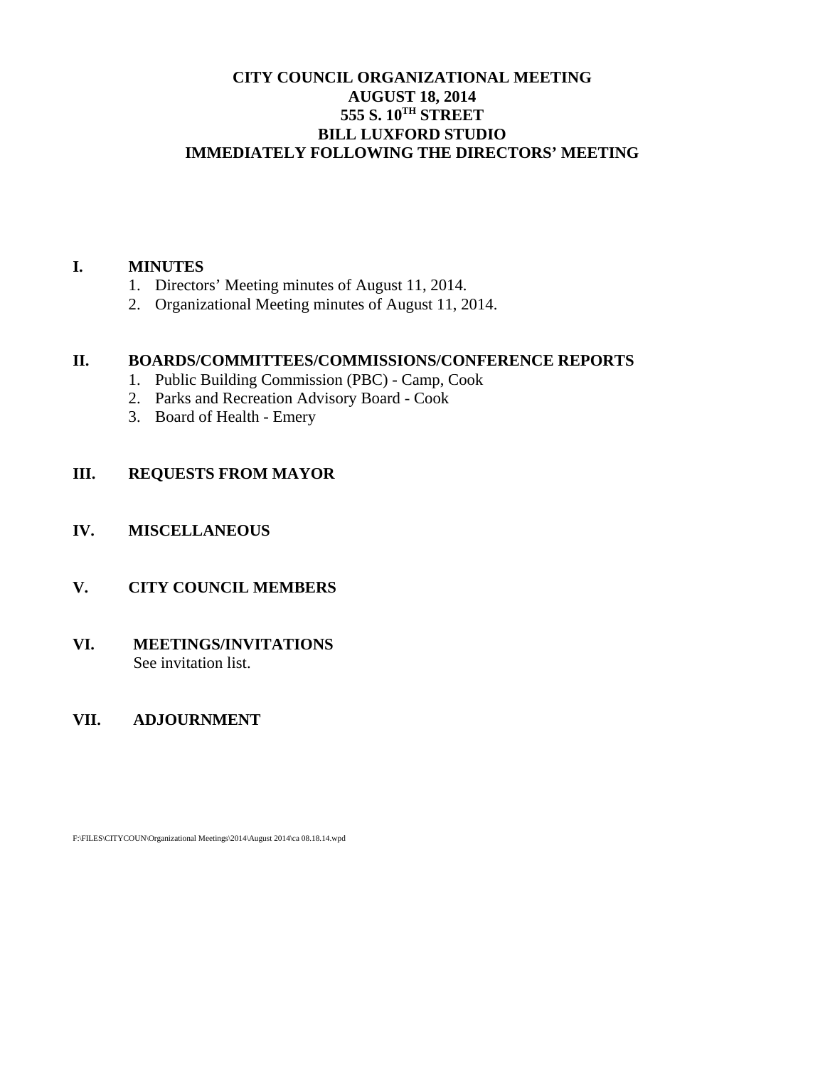# CITY COUNCIL ORGANIZATIONAL MEETING
## AUGUST 18, 2014
## 555 S. 10TH STREET
## BILL LUXFORD STUDIO
## IMMEDIATELY FOLLOWING THE DIRECTORS' MEETING

**I. MINUTES**

1. Directors' Meeting minutes of August 11, 2014.
2. Organizational Meeting minutes of August 11, 2014.

**II. BOARDS/COMMITTEES/COMMISSIONS/CONFERENCE REPORTS**

1. Public Building Commission (PBC) - Camp, Cook
2. Parks and Recreation Advisory Board - Cook
3. Board of Health - Emery

**III. REQUESTS FROM MAYOR**

**IV. MISCELLANEOUS**

**V. CITY COUNCIL MEMBERS**

**VI. MEETINGS/INVITATIONS**

See invitation list.

**VII. ADJOURNMENT**

F:\FILES\CITYCOUN\Organizational Meetings\2014\August 2014\ca 08.18.14.wpd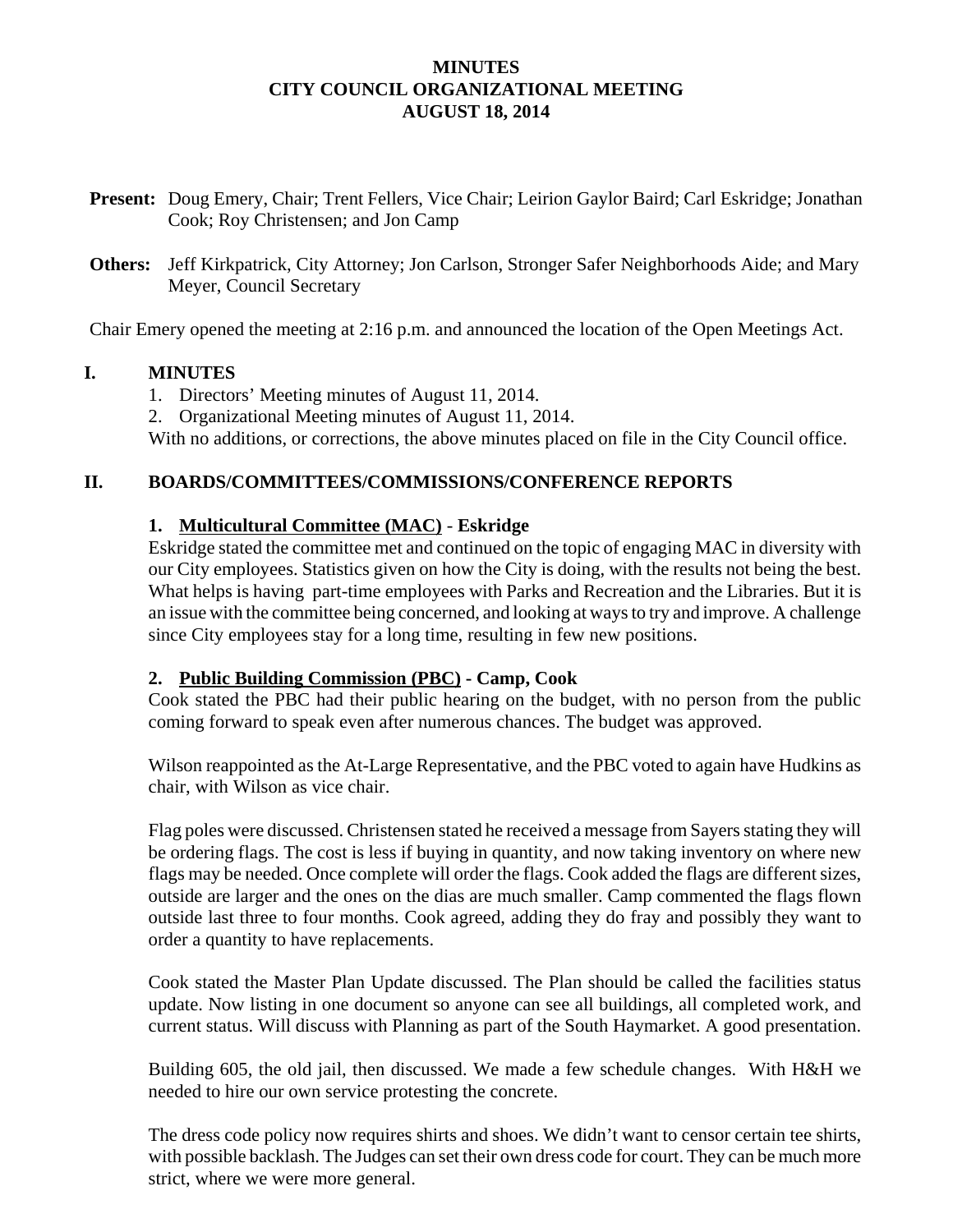# MINUTES
# CITY COUNCIL ORGANIZATIONAL MEETING
# AUGUST 18, 2014

**Present:** Doug Emery, Chair; Trent Fellers, Vice Chair; Leirion Gaylor Baird; Carl Eskridge; Jonathan Cook; Roy Christensen; and Jon Camp

**Others:** Jeff Kirkpatrick, City Attorney; Jon Carlson, Stronger Safer Neighborhoods Aide; and Mary Meyer, Council Secretary

Chair Emery opened the meeting at 2:16 p.m. and announced the location of the Open Meetings Act.

## I. MINUTES

1. Directors' Meeting minutes of August 11, 2014.
2. Organizational Meeting minutes of August 11, 2014.

With no additions, or corrections, the above minutes placed on file in the City Council office.

## II. BOARDS/COMMITTEES/COMMISSIONS/CONFERENCE REPORTS

### 1. Multicultural Committee (MAC) - Eskridge

Eskridge stated the committee met and continued on the topic of engaging MAC in diversity with our City employees. Statistics given on how the City is doing, with the results not being the best. What helps is having part-time employees with Parks and Recreation and the Libraries. But it is an issue with the committee being concerned, and looking at ways to try and improve. A challenge since City employees stay for a long time, resulting in few new positions.

### 2. Public Building Commission (PBC) - Camp, Cook

Cook stated the PBC had their public hearing on the budget, with no person from the public coming forward to speak even after numerous chances. The budget was approved.

Wilson reappointed as the At-Large Representative, and the PBC voted to again have Hudkins as chair, with Wilson as vice chair.

Flag poles were discussed. Christensen stated he received a message from Sayers stating they will be ordering flags. The cost is less if buying in quantity, and now taking inventory on where new flags may be needed. Once complete will order the flags. Cook added the flags are different sizes, outside are larger and the ones on the dias are much smaller. Camp commented the flags flown outside last three to four months. Cook agreed, adding they do fray and possibly they want to order a quantity to have replacements.

Cook stated the Master Plan Update discussed. The Plan should be called the facilities status update. Now listing in one document so anyone can see all buildings, all completed work, and current status. Will discuss with Planning as part of the South Haymarket. A good presentation.

Building 605, the old jail, then discussed. We made a few schedule changes. With H&H we needed to hire our own service protesting the concrete.

The dress code policy now requires shirts and shoes. We didn't want to censor certain tee shirts, with possible backlash. The Judges can set their own dress code for court. They can be much more strict, where we were more general.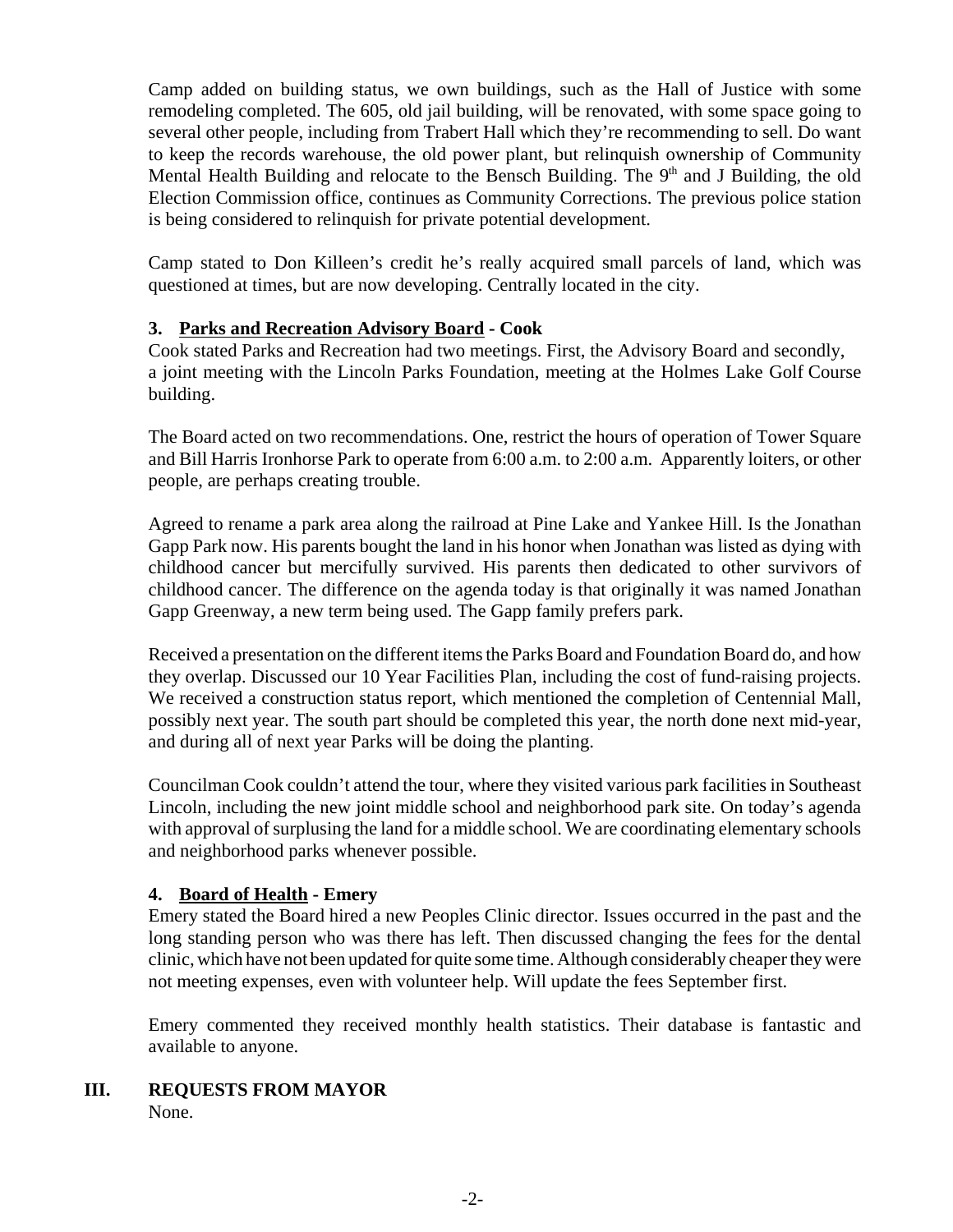Camp added on building status, we own buildings, such as the Hall of Justice with some remodeling completed. The 605, old jail building, will be renovated, with some space going to several other people, including from Trabert Hall which they're recommending to sell. Do want to keep the records warehouse, the old power plant, but relinquish ownership of Community Mental Health Building and relocate to the Bensch Building. The 9th and J Building, the old Election Commission office, continues as Community Corrections. The previous police station is being considered to relinquish for private potential development.

Camp stated to Don Killeen's credit he's really acquired small parcels of land, which was questioned at times, but are now developing. Centrally located in the city.

**3. Parks and Recreation Advisory Board - Cook**

Cook stated Parks and Recreation had two meetings. First, the Advisory Board and secondly, a joint meeting with the Lincoln Parks Foundation, meeting at the Holmes Lake Golf Course building.

The Board acted on two recommendations. One, restrict the hours of operation of Tower Square and Bill Harris Ironhorse Park to operate from 6:00 a.m. to 2:00 a.m. Apparently loiters, or other people, are perhaps creating trouble.

Agreed to rename a park area along the railroad at Pine Lake and Yankee Hill. Is the Jonathan Gapp Park now. His parents bought the land in his honor when Jonathan was listed as dying with childhood cancer but mercifully survived. His parents then dedicated to other survivors of childhood cancer. The difference on the agenda today is that originally it was named Jonathan Gapp Greenway, a new term being used. The Gapp family prefers park.

Received a presentation on the different items the Parks Board and Foundation Board do, and how they overlap. Discussed our 10 Year Facilities Plan, including the cost of fund-raising projects. We received a construction status report, which mentioned the completion of Centennial Mall, possibly next year. The south part should be completed this year, the north done next mid-year, and during all of next year Parks will be doing the planting.

Councilman Cook couldn't attend the tour, where they visited various park facilities in Southeast Lincoln, including the new joint middle school and neighborhood park site. On today's agenda with approval of surplusing the land for a middle school. We are coordinating elementary schools and neighborhood parks whenever possible.

**4. Board of Health - Emery**

Emery stated the Board hired a new Peoples Clinic director. Issues occurred in the past and the long standing person who was there has left. Then discussed changing the fees for the dental clinic, which have not been updated for quite some time. Although considerably cheaper they were not meeting expenses, even with volunteer help. Will update the fees September first.

Emery commented they received monthly health statistics. Their database is fantastic and available to anyone.

## III. REQUESTS FROM MAYOR

None.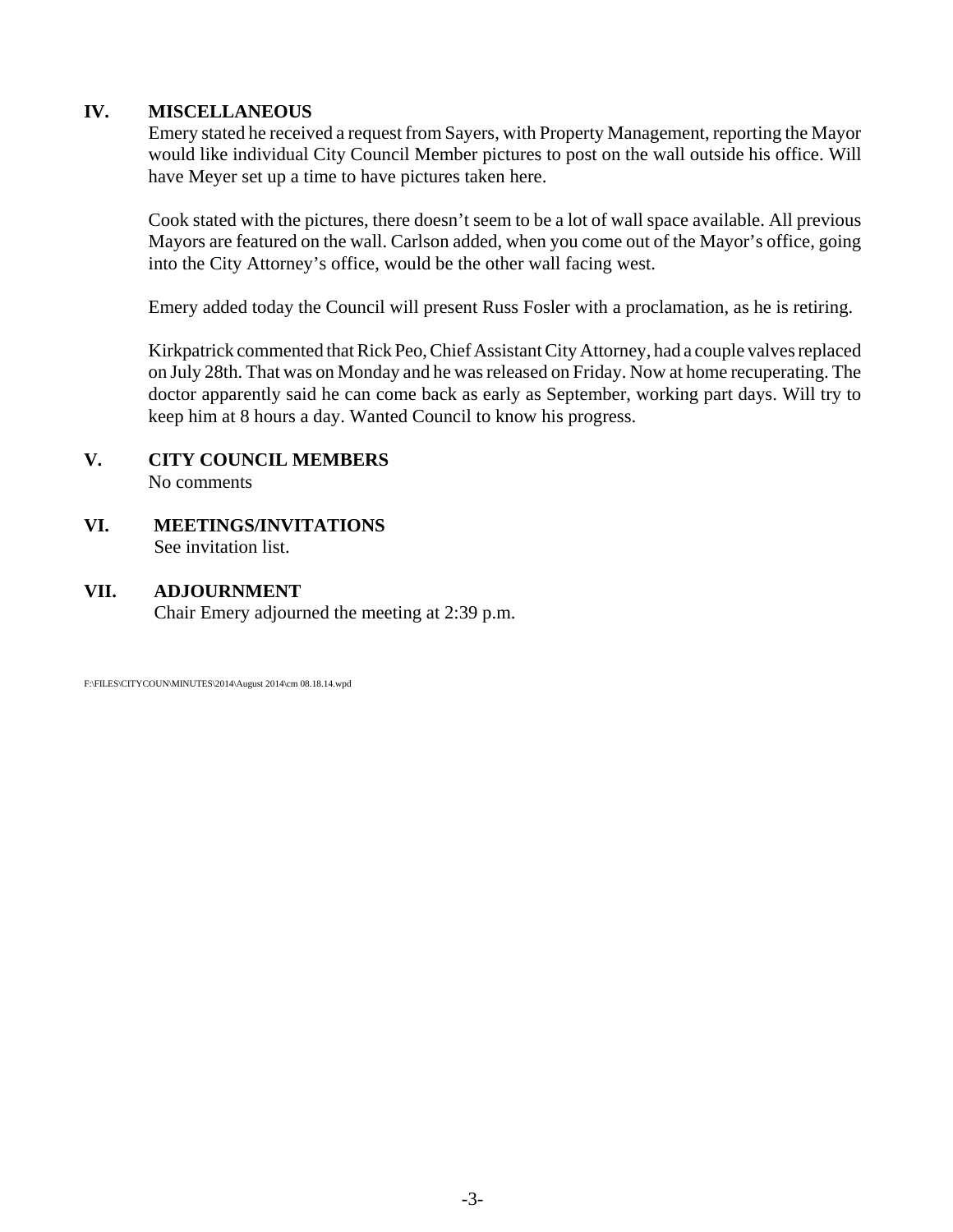## IV. MISCELLANEOUS

Emery stated he received a request from Sayers, with Property Management, reporting the Mayor would like individual City Council Member pictures to post on the wall outside his office. Will have Meyer set up a time to have pictures taken here.

Cook stated with the pictures, there doesn't seem to be a lot of wall space available. All previous Mayors are featured on the wall. Carlson added, when you come out of the Mayor's office, going into the City Attorney's office, would be the other wall facing west.

Emery added today the Council will present Russ Fosler with a proclamation, as he is retiring.

Kirkpatrick commented that Rick Peo, Chief Assistant City Attorney, had a couple valves replaced on July 28th. That was on Monday and he was released on Friday. Now at home recuperating. The doctor apparently said he can come back as early as September, working part days. Will try to keep him at 8 hours a day. Wanted Council to know his progress.

## V. CITY COUNCIL MEMBERS

No comments

## VI. MEETINGS/INVITATIONS

See invitation list.

## VII. ADJOURNMENT

Chair Emery adjourned the meeting at 2:39 p.m.

F:\FILES\CITYCOUN\MINUTES\2014\August 2014\cm 08.18.14.wpd